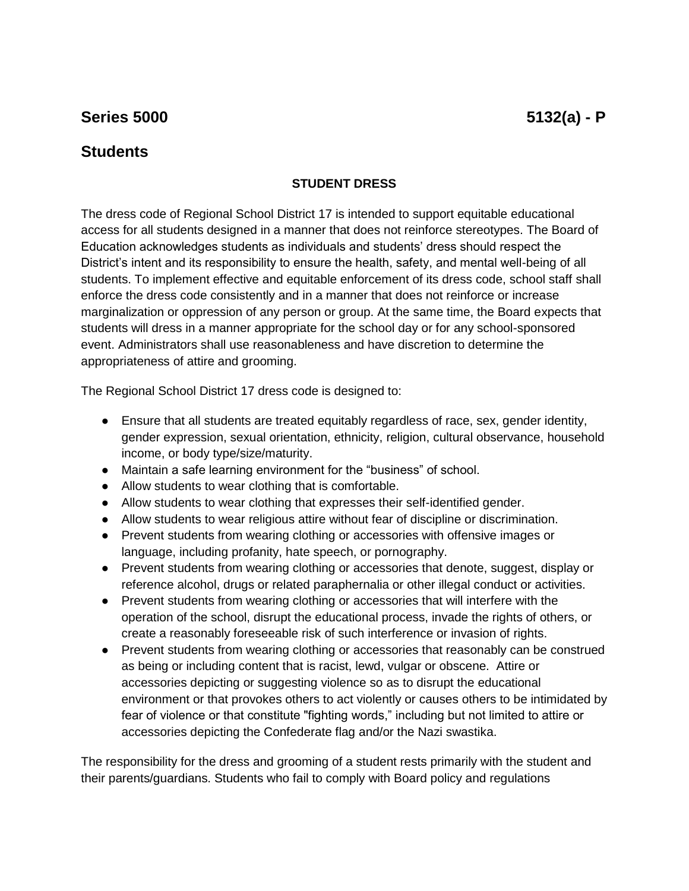## Series 5000 5132(a) - P

## Students

### STUDENT DRESS

The dress code of Regional School District 17 is intended to support equitable educational access for all students designed in a manner that does not reinforce stereotypes. The Board of Education acknowledges students as individuals and students' dress should respect the District's intent and its responsibility to ensure the health, safety, and mental well-being of all students. To implement effective and equitable enforcement of its dress code, school staff shall enforce the dress code consistently and in a manner that does not reinforce or increase marginalization or oppression of any person or group. At the same time, the Board expects that students will dress in a manner appropriate for the school day or for any school-sponsored event. Administrators shall use reasonableness and have discretion to determine the appropriateness of attire and grooming.

The Regional School District 17 dress code is designed to:

- Ensure that all students are treated equitably regardless of race, sex, gender identity, gender expression, sexual orientation, ethnicity, religion, cultural observance, household income, or body type/size/maturity.
- Maintain a safe learning environment for the "business" of school.
- Allow students to wear clothing that is comfortable.
- Allow students to wear clothing that expresses their self-identified gender.
- Allow students to wear religious attire without fear of discipline or discrimination.
- Prevent students from wearing clothing or accessories with offensive images or language, including profanity, hate speech, or pornography.
- Prevent students from wearing clothing or accessories that denote, suggest, display or reference alcohol, drugs or related paraphernalia or other illegal conduct or activities.
- Prevent students from wearing clothing or accessories that will interfere with the operation of the school, disrupt the educational process, invade the rights of others, or create a reasonably foreseeable risk of such interference or invasion of rights.
- Prevent students from wearing clothing or accessories that reasonably can be construed as being or including content that is racist, lewd, vulgar or obscene. Attire or accessories depicting or suggesting violence so as to disrupt the educational environment or that provokes others to act violently or causes others to be intimidated by fear of violence or that constitute "fighting words," including but not limited to attire or accessories depicting the Confederate flag and/or the Nazi swastika.

The responsibility for the dress and grooming of a student rests primarily with the student and their parents/guardians. Students who fail to comply with Board policy and regulations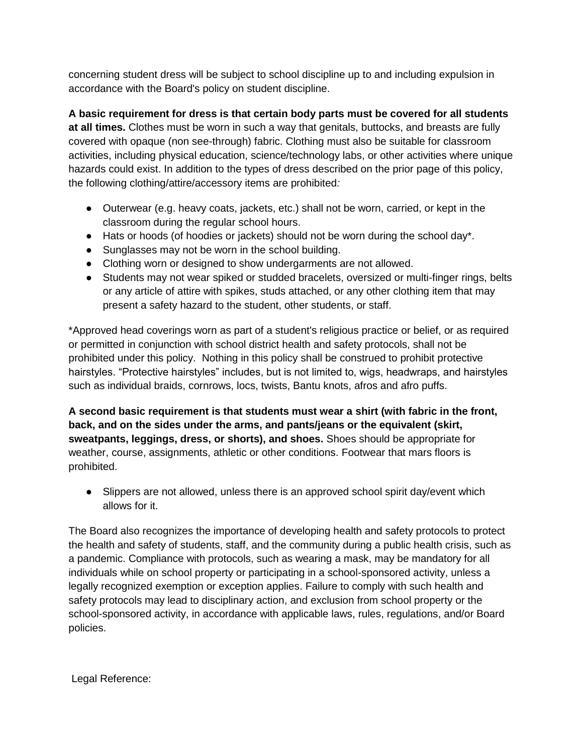concerning student dress will be subject to school discipline up to and including expulsion in accordance with the Board's policy on student discipline.

**A basic requirement for dress is that certain body parts must be covered for all students at all times.** Clothes must be worn in such a way that genitals, buttocks, and breasts are fully covered with opaque (non see-through) fabric. Clothing must also be suitable for classroom activities, including physical education, science/technology labs, or other activities where unique hazards could exist. In addition to the types of dress described on the prior page of this policy, the following clothing/attire/accessory items are prohibited*:*

- Outerwear (e.g. heavy coats, jackets, etc.) shall not be worn, carried, or kept in the classroom during the regular school hours.
- Hats or hoods (of hoodies or jackets) should not be worn during the school day*.
- Sunglasses may not be worn in the school building.
- Clothing worn or designed to show undergarments are not allowed.
- Students may not wear spiked or studded bracelets, oversized or multi-finger rings, belts or any article of attire with spikes, studs attached, or any other clothing item that may present a safety hazard to the student, other students, or staff.

*Approved head coverings worn as part of a student's religious practice or belief, or as required or permitted in conjunction with school district health and safety protocols, shall not be prohibited under this policy. Nothing in this policy shall be construed to prohibit protective hairstyles. "Protective hairstyles" includes, but is not limited to, wigs, headwraps, and hairstyles such as individual braids, cornrows, locs, twists, Bantu knots, afros and afro puffs.

**A second basic requirement is that students must wear a shirt (with fabric in the front, back, and on the sides under the arms, and pants/jeans or the equivalent (skirt, sweatpants, leggings, dress, or shorts), and shoes.** Shoes should be appropriate for weather, course, assignments, athletic or other conditions. Footwear that mars floors is prohibited.

- Slippers are not allowed, unless there is an approved school spirit day/event which allows for it.

The Board also recognizes the importance of developing health and safety protocols to protect the health and safety of students, staff, and the community during a public health crisis, such as a pandemic. Compliance with protocols, such as wearing a mask, may be mandatory for all individuals while on school property or participating in a school-sponsored activity, unless a legally recognized exemption or exception applies. Failure to comply with such health and safety protocols may lead to disciplinary action, and exclusion from school property or the school-sponsored activity, in accordance with applicable laws, rules, regulations, and/or Board policies.

Legal Reference: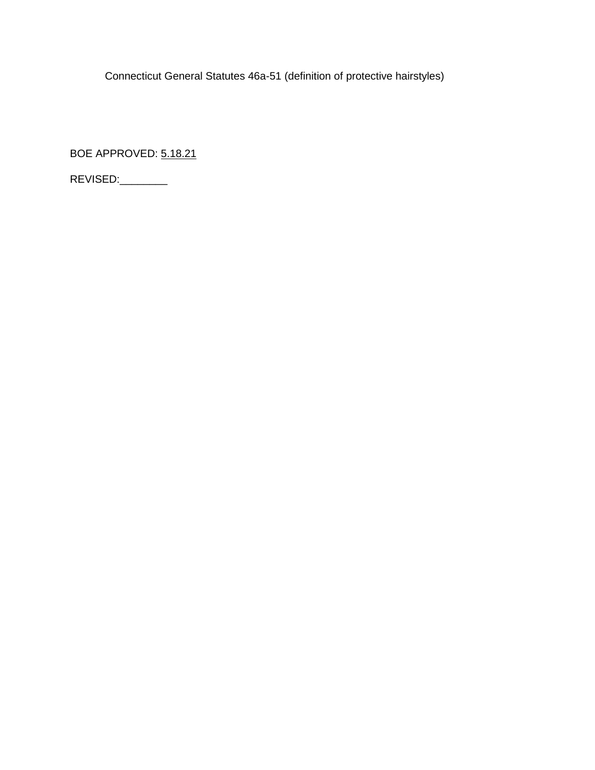Connecticut General Statutes 46a-51 (definition of protective hairstyles)

BOE APPROVED: 5.18.21

REVISED:________